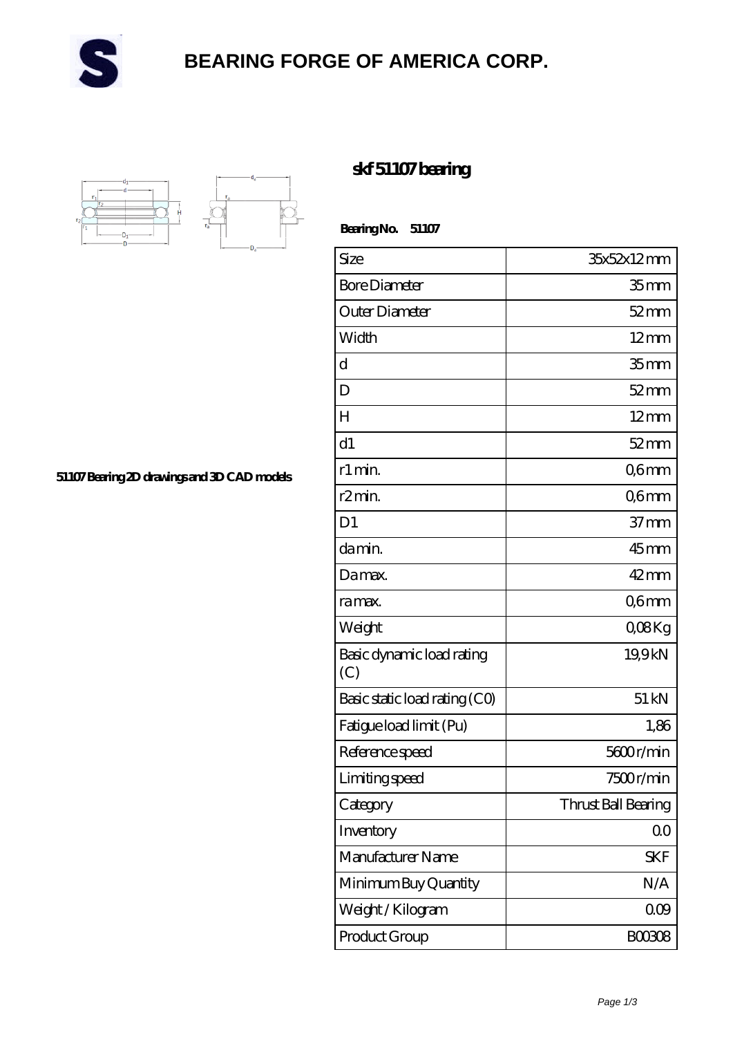# BEARING FORGE OF AMERICA CORP.

## skf 51107 bearing

51107 Bearing 2D drawings and 3D CAD models

**Bearing No. 51107**

| Size | 35x52x12 mm |
|---|---|
| Bore Diameter | 35 mm |
| Outer Diameter | 52 mm |
| Width | 12 mm |
| d | 35 mm |
| D | 52 mm |
| H | 12 mm |
| d1 | 52 mm |
| r1 min. | 0,6 mm |
| r2 min. | 0,6 mm |
| D1 | 37 mm |
| da min. | 45 mm |
| Da max. | 42 mm |
| ra max. | 0,6 mm |
| Weight | 0,08 Kg |
| Basic dynamic load rating (C) | 19,9 kN |
| Basic static load rating (C0) | 51 kN |
| Fatigue load limit (Pu) | 1,86 |
| Reference speed | 5600 r/min |
| Limiting speed | 7500 r/min |
| Category | Thrust Ball Bearing |
| Inventory | 0.0 |
| Manufacturer Name | SKF |
| Minimum Buy Quantity | N/A |
| Weight / Kilogram | 0.09 |
| Product Group | B00308 |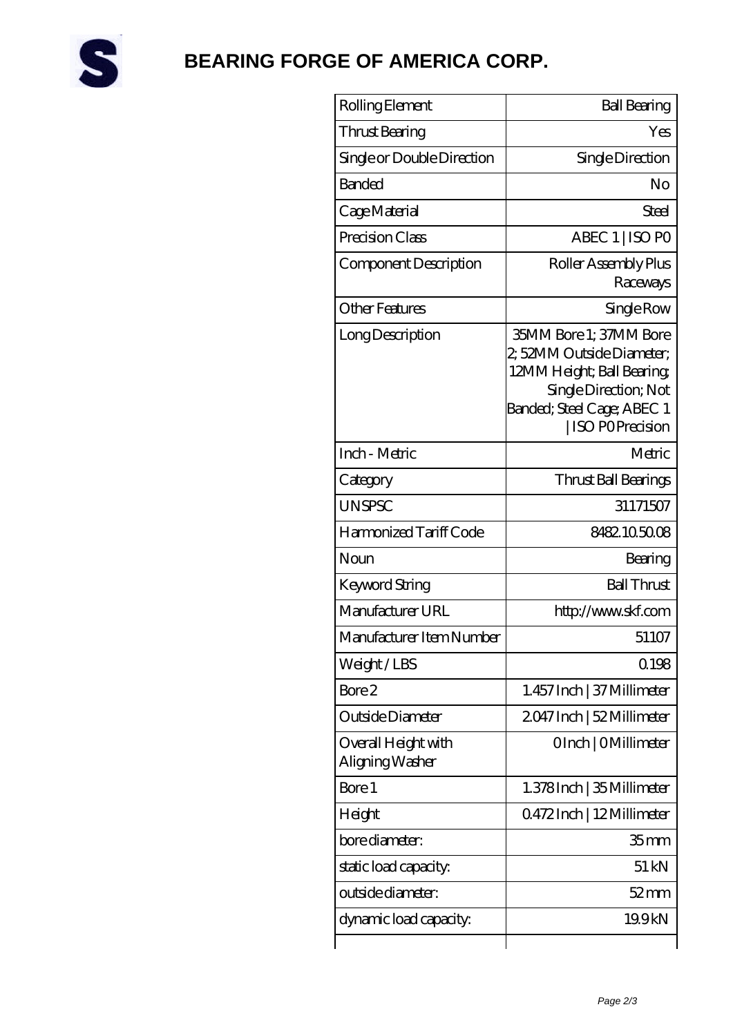# BEARING FORGE OF AMERICA CORP.

| | |
|---|---|
| Rolling Element | Ball Bearing |
| Thrust Bearing | Yes |
| Single or Double Direction | Single Direction |
| Banded | No |
| Cage Material | Steel |
| Precision Class | ABEC 1 \| ISO P0 |
| Component Description | Roller Assembly Plus Raceways |
| Other Features | Single Row |
| Long Description | 35MM Bore 1; 37MM Bore 2; 52MM Outside Diameter; 12MM Height; Ball Bearing; Single Direction; Not Banded; Steel Cage; ABEC 1 \| ISO P0 Precision |
| Inch - Metric | Metric |
| Category | Thrust Ball Bearings |
| UNSPSC | 31171507 |
| Harmonized Tariff Code | 8482.10.50.08 |
| Noun | Bearing |
| Keyword String | Ball Thrust |
| Manufacturer URL | http://www.skf.com |
| Manufacturer Item Number | 51107 |
| Weight / LBS | 0.198 |
| Bore 2 | 1.457 Inch \| 37 Millimeter |
| Outside Diameter | 2.047 Inch \| 52 Millimeter |
| Overall Height with Aligning Washer | 0 Inch \| 0 Millimeter |
| Bore 1 | 1.378 Inch \| 35 Millimeter |
| Height | 0.472 Inch \| 12 Millimeter |
| bore diameter: | 35 mm |
| static load capacity: | 51 kN |
| outside diameter: | 52 mm |
| dynamic load capacity: | 19.9 kN |
| | |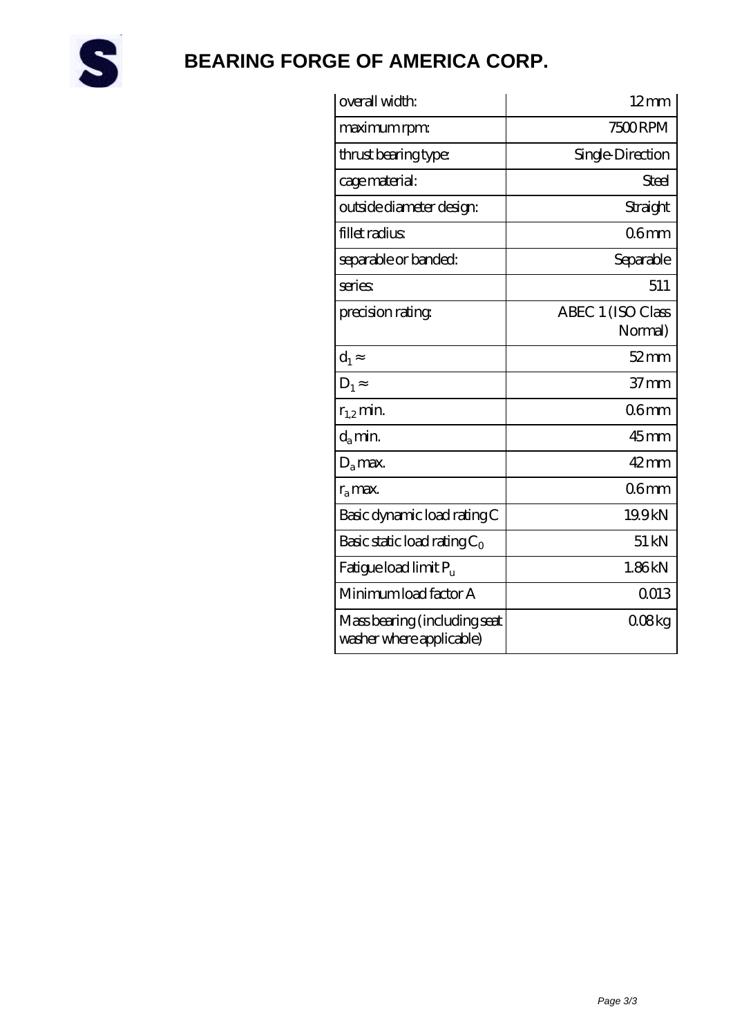# BEARING FORGE OF AMERICA CORP.

| | |
|---|---|
| overall width: | 12 mm |
| maximum rpm: | 7500 RPM |
| thrust bearing type: | Single-Direction |
| cage material: | Steel |
| outside diameter design: | Straight |
| fillet radius: | 0.6 mm |
| separable or banded: | Separable |
| series: | 511 |
| precision rating: | ABEC 1 (ISO Class Normal) |
| $d_1$ ≈ | 52 mm |
| $D_1$ ≈ | 37 mm |
| $r_{1,2}$ min. | 0.6 mm |
| $d_a$ min. | 45 mm |
| $D_a$ max. | 42 mm |
| $r_a$ max. | 0.6 mm |
| Basic dynamic load rating C | 19.9 kN |
| Basic static load rating $C_0$ | 51 kN |
| Fatigue load limit $P_u$ | 1.86 kN |
| Minimum load factor A | 0.013 |
| Mass bearing (including seat washer where applicable) | 0.08 kg |